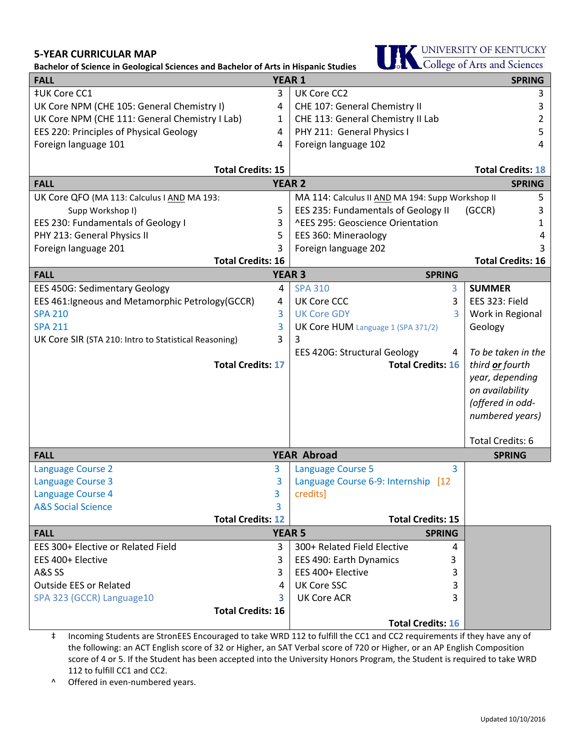## 5-YEAR CURRICULAR MAP

**Bachelor of Science in Geological Sciences and Bachelor of Arts in Hispanic Studies**

UNIVERSITY OF KENTUCKY
College of Arts and Sciences

| FALL | | SPRING | | SUMMER |
|---|---|---|---|---|
| **YEAR 1** | | | | |
| ‡UK Core CC1 | 3 | UK Core CC2 | 3 | |
| UK Core NPM (CHE 105: General Chemistry I) | 4 | CHE 107: General Chemistry II | 3 | |
| UK Core NPM (CHE 111: General Chemistry I Lab) | 1 | CHE 113: General Chemistry II Lab | 2 | |
| EES 220: Principles of Physical Geology | 4 | PHY 211: General Physics I | 5 | |
| Foreign language 101 | 4 | Foreign language 102 | 4 | |
| **Total Credits: 15** | | **Total Credits: 18** | | |
| **YEAR 2** | | | | |
| UK Core QFO (MA 113: Calculus I AND MA 193: Supp Workshop I) | 5 | MA 114: Calculus II AND MA 194: Supp Workshop II | 5 | |
| EES 230: Fundamentals of Geology I | 3 | EES 235: Fundamentals of Geology II (GCCR) | 3 | |
| PHY 213: General Physics II | 5 | ^EES 295: Geoscience Orientation | 1 | |
| Foreign language 201 | 3 | EES 360: Mineraology | 4 | |
| | | Foreign language 202 | 3 | |
| **Total Credits: 16** | | **Total Credits: 16** | | |
| **YEAR 3** | | | | |
| EES 450G: Sedimentary Geology | 4 | SPA 310 | 3 | EES 323: Field Work in Regional Geology |
| EES 461:Igneous and Metamorphic Petrology(GCCR) | 4 | UK Core CCC | 3 | *To be taken in the third **or** fourth year, depending on availability (offered in odd-numbered years)* |
| SPA 210 | 3 | UK Core GDY | 3 | |
| SPA 211 | 3 | UK Core HUM Language 1 (SPA 371/2) | 3 | |
| UK Core SIR (STA 210: Intro to Statistical Reasoning) | 3 | EES 420G: Structural Geology | 4 | |
| **Total Credits: 17** | | **Total Credits: 16** | | Total Credits: 6 |
| **YEAR Abroad** | | | | |
| Language Course 2 | 3 | Language Course 5 | 3 | |
| Language Course 3 | 3 | Language Course 6-9: Internship | [12 credits] | |
| Language Course 4 | 3 | | | |
| A&S Social Science | 3 | | | |
| **Total Credits: 12** | | **Total Credits: 15** | | |
| **YEAR 5** | | | | |
| EES 300+ Elective or Related Field | 3 | 300+ Related Field Elective | 4 | |
| EES 400+ Elective | 3 | EES 490: Earth Dynamics | 3 | |
| A&S SS | 3 | EES 400+ Elective | 3 | |
| Outside EES or Related | 4 | UK Core SSC | 3 | |
| SPA 323 (GCCR) Language10 | 3 | UK Core ACR | 3 | |
| **Total Credits: 16** | | **Total Credits: 16** | | |

‡ Incoming Students are StronEES Encouraged to take WRD 112 to fulfill the CC1 and CC2 requirements if they have any of the following: an ACT English score of 32 or Higher, an SAT Verbal score of 720 or Higher, or an AP English Composition score of 4 or 5. If the Student has been accepted into the University Honors Program, the Student is required to take WRD 112 to fulfill CC1 and CC2.

^ Offered in even-numbered years.

Updated 10/10/2016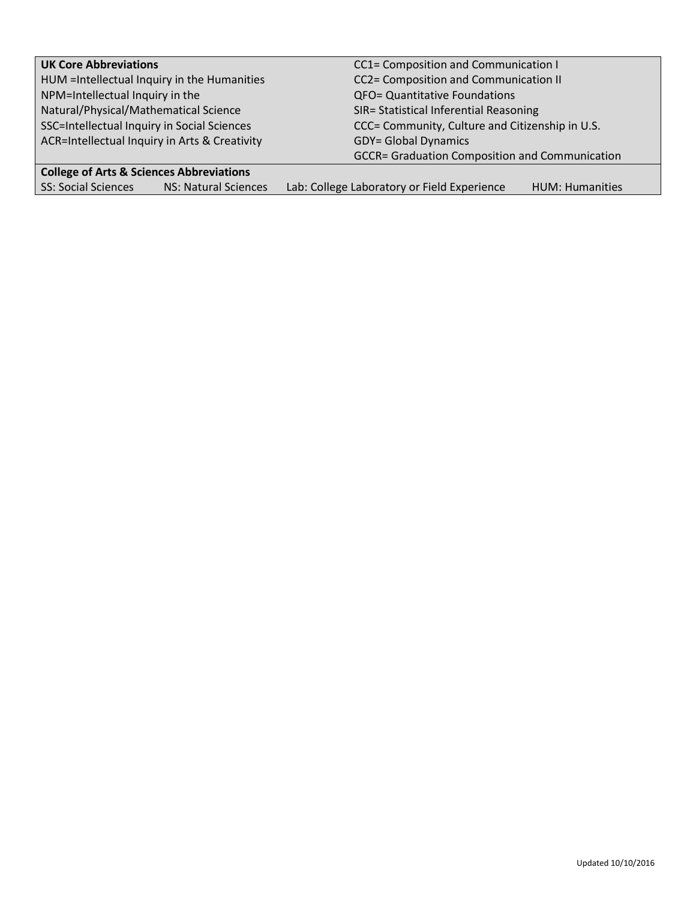| UK Core Abbreviations | |
|---|---|
| HUM =Intellectual Inquiry in the Humanities | CC1= Composition and Communication I |
| NPM=Intellectual Inquiry in the Natural/Physical/Mathematical Science | CC2= Composition and Communication II |
| SSC=Intellectual Inquiry in Social Sciences | QFO= Quantitative Foundations |
| ACR=Intellectual Inquiry in Arts & Creativity | SIR= Statistical Inferential Reasoning |
| | CCC= Community, Culture and Citizenship in U.S. |
| | GDY= Global Dynamics |
| | GCCR= Graduation Composition and Communication |

| College of Arts & Sciences Abbreviations | | | |
|---|---|---|---|
| SS: Social Sciences | NS: Natural Sciences | Lab: College Laboratory or Field Experience | HUM: Humanities |

Updated 10/10/2016